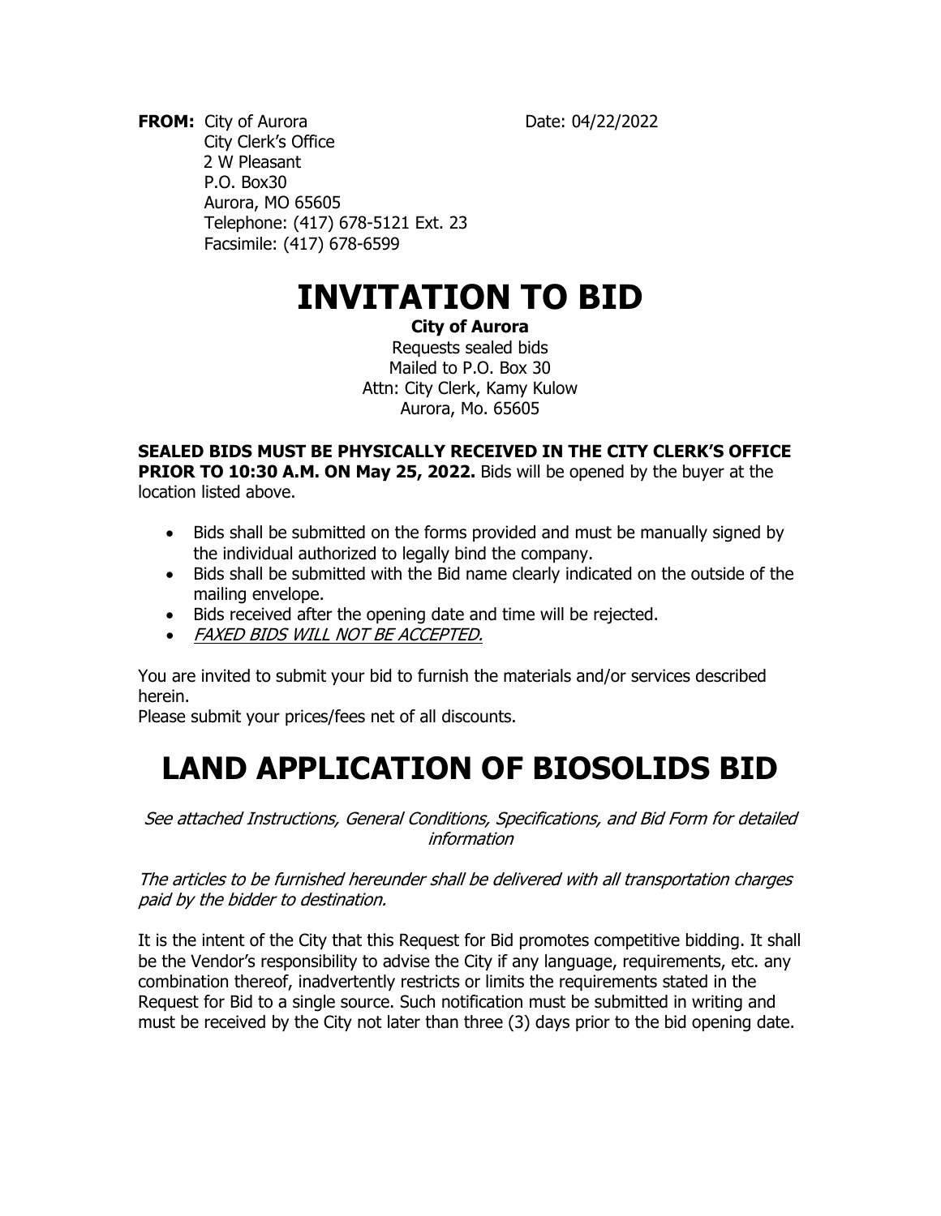**FROM:** City of Aurora
City Clerk's Office
2 W Pleasant
P.O. Box30
Aurora, MO 65605
Telephone: (417) 678-5121 Ext. 23
Facsimile: (417) 678-6599

Date: 04/22/2022

# INVITATION TO BID

**City of Aurora**
Requests sealed bids
Mailed to P.O. Box 30
Attn: City Clerk, Kamy Kulow
Aurora, Mo. 65605

**SEALED BIDS MUST BE PHYSICALLY RECEIVED IN THE CITY CLERK'S OFFICE PRIOR TO 10:30 A.M. ON May 25, 2022.** Bids will be opened by the buyer at the location listed above.

- Bids shall be submitted on the forms provided and must be manually signed by the individual authorized to legally bind the company.
- Bids shall be submitted with the Bid name clearly indicated on the outside of the mailing envelope.
- Bids received after the opening date and time will be rejected.
- *FAXED BIDS WILL NOT BE ACCEPTED.*

You are invited to submit your bid to furnish the materials and/or services described herein.
Please submit your prices/fees net of all discounts.

# LAND APPLICATION OF BIOSOLIDS BID

*See attached Instructions, General Conditions, Specifications, and Bid Form for detailed information*

*The articles to be furnished hereunder shall be delivered with all transportation charges paid by the bidder to destination.*

It is the intent of the City that this Request for Bid promotes competitive bidding. It shall be the Vendor's responsibility to advise the City if any language, requirements, etc. any combination thereof, inadvertently restricts or limits the requirements stated in the Request for Bid to a single source. Such notification must be submitted in writing and must be received by the City not later than three (3) days prior to the bid opening date.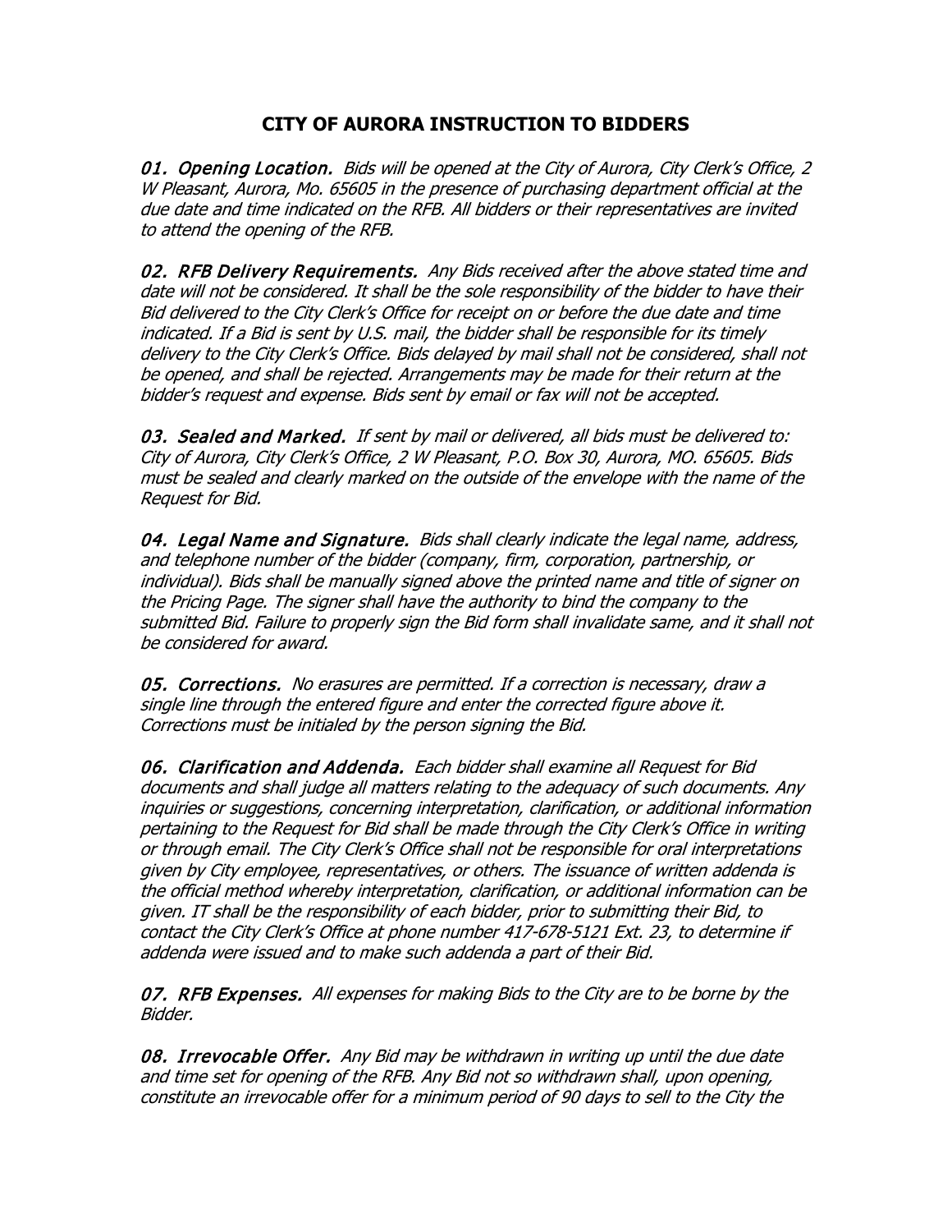# CITY OF AURORA INSTRUCTION TO BIDDERS

***01. Opening Location.*** *Bids will be opened at the City of Aurora, City Clerk's Office, 2 W Pleasant, Aurora, Mo. 65605 in the presence of purchasing department official at the due date and time indicated on the RFB. All bidders or their representatives are invited to attend the opening of the RFB.*

***02. RFB Delivery Requirements.*** *Any Bids received after the above stated time and date will not be considered. It shall be the sole responsibility of the bidder to have their Bid delivered to the City Clerk's Office for receipt on or before the due date and time indicated. If a Bid is sent by U.S. mail, the bidder shall be responsible for its timely delivery to the City Clerk's Office. Bids delayed by mail shall not be considered, shall not be opened, and shall be rejected. Arrangements may be made for their return at the bidder's request and expense. Bids sent by email or fax will not be accepted.*

***03. Sealed and Marked.*** *If sent by mail or delivered, all bids must be delivered to: City of Aurora, City Clerk's Office, 2 W Pleasant, P.O. Box 30, Aurora, MO. 65605. Bids must be sealed and clearly marked on the outside of the envelope with the name of the Request for Bid.*

***04. Legal Name and Signature.*** *Bids shall clearly indicate the legal name, address, and telephone number of the bidder (company, firm, corporation, partnership, or individual). Bids shall be manually signed above the printed name and title of signer on the Pricing Page. The signer shall have the authority to bind the company to the submitted Bid. Failure to properly sign the Bid form shall invalidate same, and it shall not be considered for award.*

***05. Corrections.*** *No erasures are permitted. If a correction is necessary, draw a single line through the entered figure and enter the corrected figure above it. Corrections must be initialed by the person signing the Bid.*

***06. Clarification and Addenda.*** *Each bidder shall examine all Request for Bid documents and shall judge all matters relating to the adequacy of such documents. Any inquiries or suggestions, concerning interpretation, clarification, or additional information pertaining to the Request for Bid shall be made through the City Clerk's Office in writing or through email. The City Clerk's Office shall not be responsible for oral interpretations given by City employee, representatives, or others. The issuance of written addenda is the official method whereby interpretation, clarification, or additional information can be given. IT shall be the responsibility of each bidder, prior to submitting their Bid, to contact the City Clerk's Office at phone number 417-678-5121 Ext. 23, to determine if addenda were issued and to make such addenda a part of their Bid.*

***07. RFB Expenses.*** *All expenses for making Bids to the City are to be borne by the Bidder.*

***08. Irrevocable Offer.*** *Any Bid may be withdrawn in writing up until the due date and time set for opening of the RFB. Any Bid not so withdrawn shall, upon opening, constitute an irrevocable offer for a minimum period of 90 days to sell to the City the*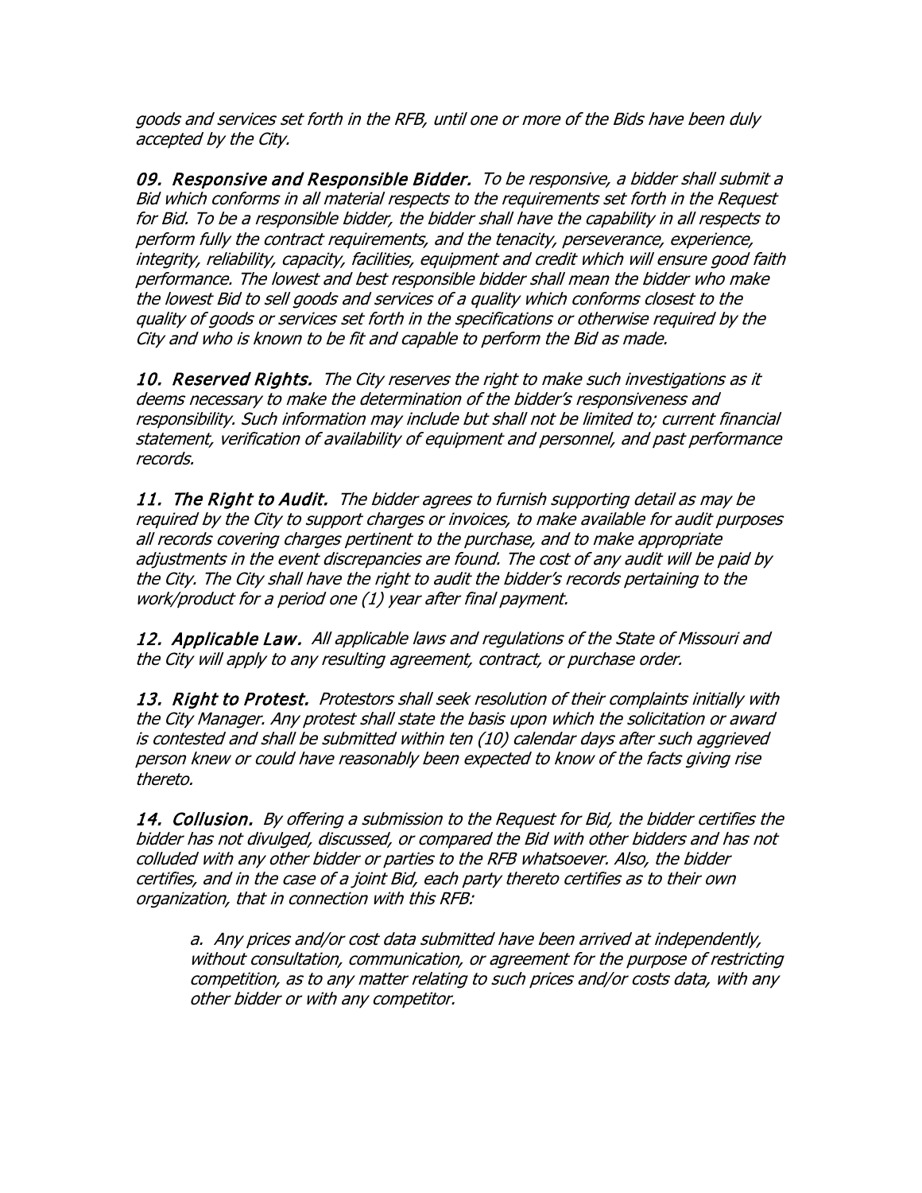*goods and services set forth in the RFB, until one or more of the Bids have been duly accepted by the City.*

***09. Responsive and Responsible Bidder.*** *To be responsive, a bidder shall submit a Bid which conforms in all material respects to the requirements set forth in the Request for Bid. To be a responsible bidder, the bidder shall have the capability in all respects to perform fully the contract requirements, and the tenacity, perseverance, experience, integrity, reliability, capacity, facilities, equipment and credit which will ensure good faith performance. The lowest and best responsible bidder shall mean the bidder who make the lowest Bid to sell goods and services of a quality which conforms closest to the quality of goods or services set forth in the specifications or otherwise required by the City and who is known to be fit and capable to perform the Bid as made.*

***10. Reserved Rights.*** *The City reserves the right to make such investigations as it deems necessary to make the determination of the bidder's responsiveness and responsibility. Such information may include but shall not be limited to; current financial statement, verification of availability of equipment and personnel, and past performance records.*

***11. The Right to Audit.*** *The bidder agrees to furnish supporting detail as may be required by the City to support charges or invoices, to make available for audit purposes all records covering charges pertinent to the purchase, and to make appropriate adjustments in the event discrepancies are found. The cost of any audit will be paid by the City. The City shall have the right to audit the bidder's records pertaining to the work/product for a period one (1) year after final payment.*

***12. Applicable Law.*** *All applicable laws and regulations of the State of Missouri and the City will apply to any resulting agreement, contract, or purchase order.*

***13. Right to Protest.*** *Protestors shall seek resolution of their complaints initially with the City Manager. Any protest shall state the basis upon which the solicitation or award is contested and shall be submitted within ten (10) calendar days after such aggrieved person knew or could have reasonably been expected to know of the facts giving rise thereto.*

***14. Collusion.*** *By offering a submission to the Request for Bid, the bidder certifies the bidder has not divulged, discussed, or compared the Bid with other bidders and has not colluded with any other bidder or parties to the RFB whatsoever. Also, the bidder certifies, and in the case of a joint Bid, each party thereto certifies as to their own organization, that in connection with this RFB:*

> *a. Any prices and/or cost data submitted have been arrived at independently, without consultation, communication, or agreement for the purpose of restricting competition, as to any matter relating to such prices and/or costs data, with any other bidder or with any competitor.*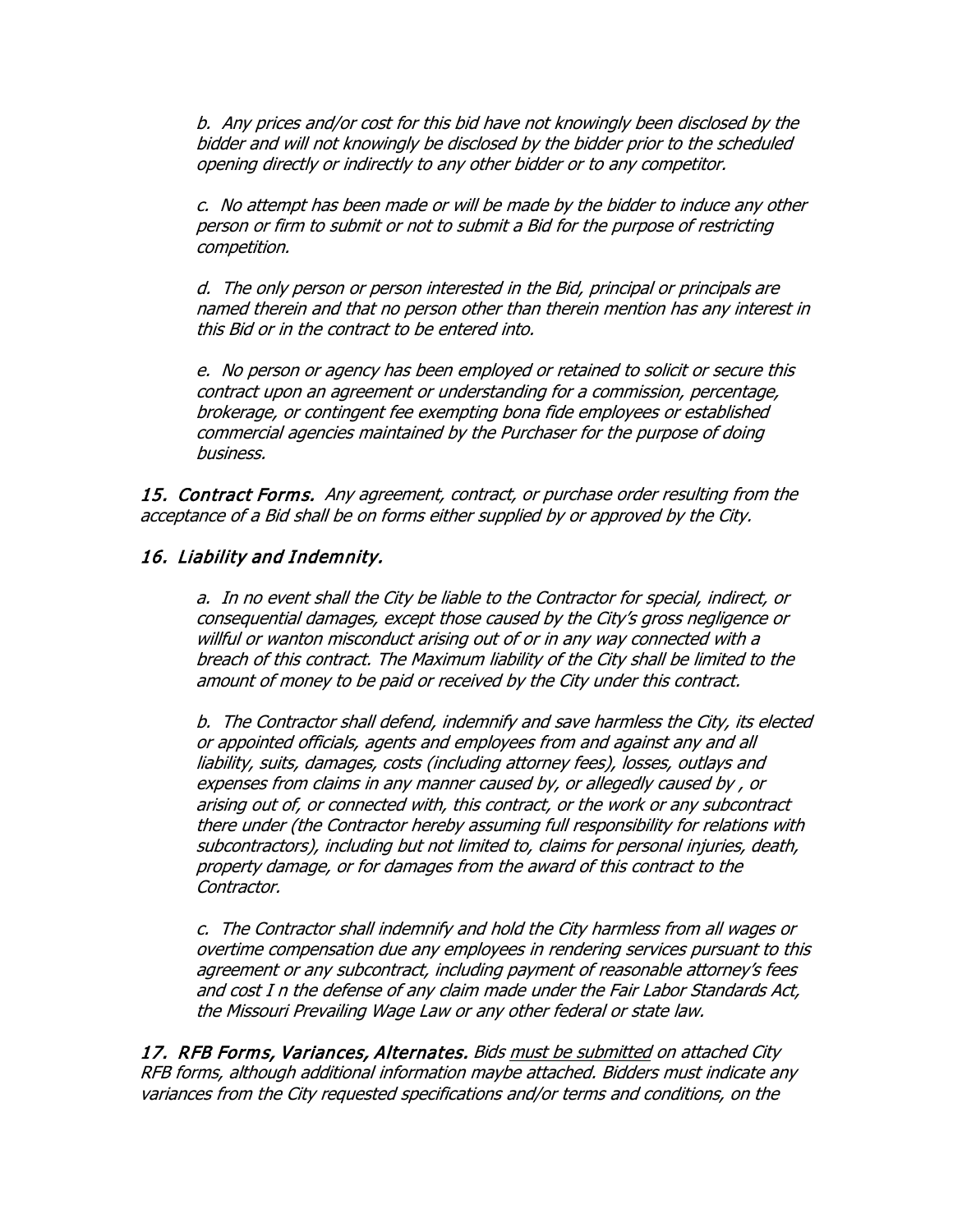*b. Any prices and/or cost for this bid have not knowingly been disclosed by the bidder and will not knowingly be disclosed by the bidder prior to the scheduled opening directly or indirectly to any other bidder or to any competitor.*

*c. No attempt has been made or will be made by the bidder to induce any other person or firm to submit or not to submit a Bid for the purpose of restricting competition.*

*d. The only person or person interested in the Bid, principal or principals are named therein and that no person other than therein mention has any interest in this Bid or in the contract to be entered into.*

*e. No person or agency has been employed or retained to solicit or secure this contract upon an agreement or understanding for a commission, percentage, brokerage, or contingent fee exempting bona fide employees or established commercial agencies maintained by the Purchaser for the purpose of doing business.*

***15. Contract Forms.*** *Any agreement, contract, or purchase order resulting from the acceptance of a Bid shall be on forms either supplied by or approved by the City.*

***16. Liability and Indemnity.***

*a. In no event shall the City be liable to the Contractor for special, indirect, or consequential damages, except those caused by the City's gross negligence or willful or wanton misconduct arising out of or in any way connected with a breach of this contract. The Maximum liability of the City shall be limited to the amount of money to be paid or received by the City under this contract.*

*b. The Contractor shall defend, indemnify and save harmless the City, its elected or appointed officials, agents and employees from and against any and all liability, suits, damages, costs (including attorney fees), losses, outlays and expenses from claims in any manner caused by, or allegedly caused by , or arising out of, or connected with, this contract, or the work or any subcontract there under (the Contractor hereby assuming full responsibility for relations with subcontractors), including but not limited to, claims for personal injuries, death, property damage, or for damages from the award of this contract to the Contractor.*

*c. The Contractor shall indemnify and hold the City harmless from all wages or overtime compensation due any employees in rendering services pursuant to this agreement or any subcontract, including payment of reasonable attorney's fees and cost I n the defense of any claim made under the Fair Labor Standards Act, the Missouri Prevailing Wage Law or any other federal or state law.*

***17. RFB Forms, Variances, Alternates.*** *Bids <u>must be submitted</u> on attached City RFB forms, although additional information maybe attached. Bidders must indicate any variances from the City requested specifications and/or terms and conditions, on the*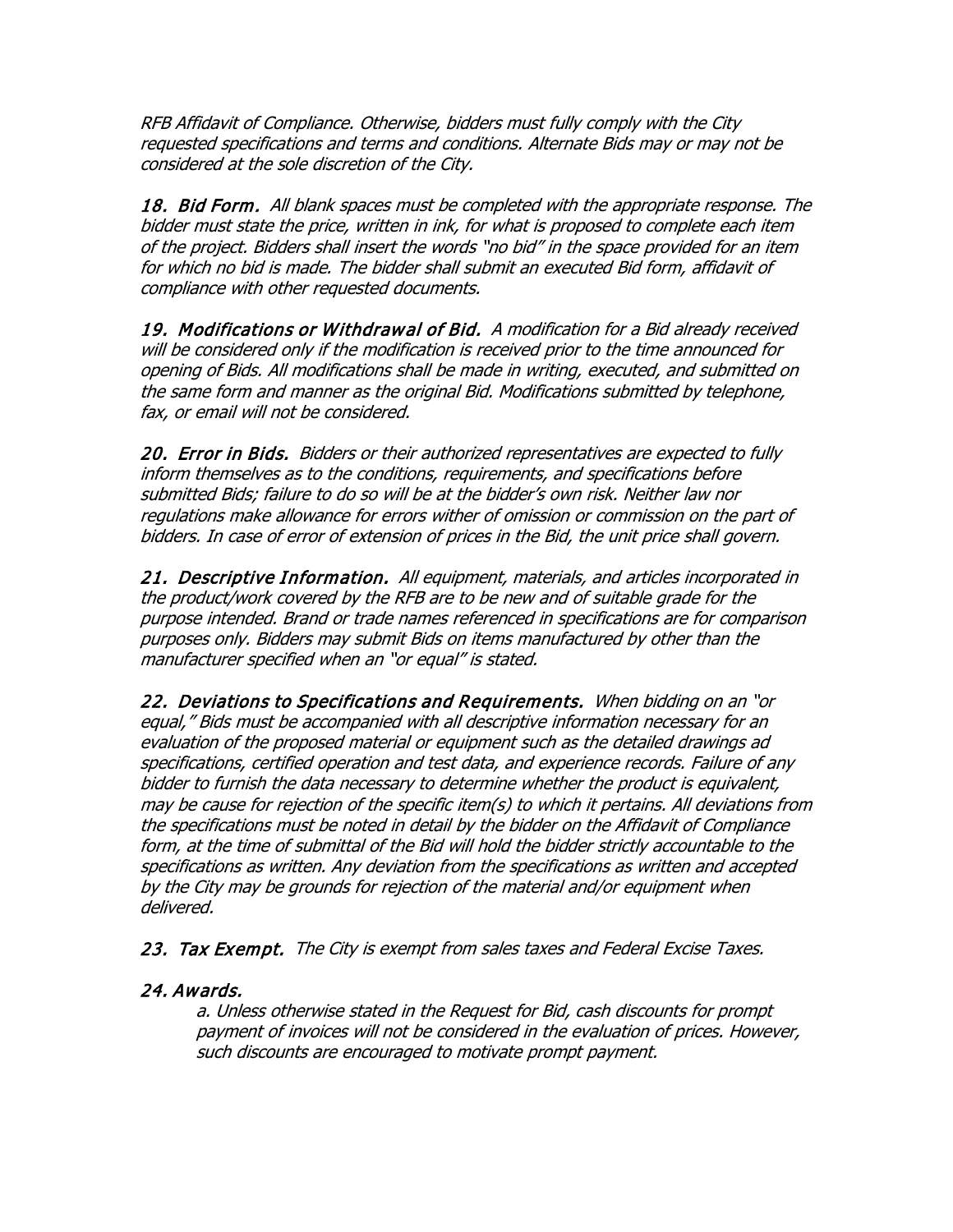*RFB Affidavit of Compliance. Otherwise, bidders must fully comply with the City requested specifications and terms and conditions. Alternate Bids may or may not be considered at the sole discretion of the City.*

***18. Bid Form.*** *All blank spaces must be completed with the appropriate response. The bidder must state the price, written in ink, for what is proposed to complete each item of the project. Bidders shall insert the words "no bid" in the space provided for an item for which no bid is made. The bidder shall submit an executed Bid form, affidavit of compliance with other requested documents.*

***19. Modifications or Withdrawal of Bid.*** *A modification for a Bid already received will be considered only if the modification is received prior to the time announced for opening of Bids. All modifications shall be made in writing, executed, and submitted on the same form and manner as the original Bid. Modifications submitted by telephone, fax, or email will not be considered.*

***20. Error in Bids.*** *Bidders or their authorized representatives are expected to fully inform themselves as to the conditions, requirements, and specifications before submitted Bids; failure to do so will be at the bidder's own risk. Neither law nor regulations make allowance for errors wither of omission or commission on the part of bidders. In case of error of extension of prices in the Bid, the unit price shall govern.*

***21. Descriptive Information.*** *All equipment, materials, and articles incorporated in the product/work covered by the RFB are to be new and of suitable grade for the purpose intended. Brand or trade names referenced in specifications are for comparison purposes only. Bidders may submit Bids on items manufactured by other than the manufacturer specified when an "or equal" is stated.*

***22. Deviations to Specifications and Requirements.*** *When bidding on an "or equal," Bids must be accompanied with all descriptive information necessary for an evaluation of the proposed material or equipment such as the detailed drawings ad specifications, certified operation and test data, and experience records. Failure of any bidder to furnish the data necessary to determine whether the product is equivalent, may be cause for rejection of the specific item(s) to which it pertains. All deviations from the specifications must be noted in detail by the bidder on the Affidavit of Compliance form, at the time of submittal of the Bid will hold the bidder strictly accountable to the specifications as written. Any deviation from the specifications as written and accepted by the City may be grounds for rejection of the material and/or equipment when delivered.*

***23. Tax Exempt.*** *The City is exempt from sales taxes and Federal Excise Taxes.*

***24. Awards.***

*a. Unless otherwise stated in the Request for Bid, cash discounts for prompt payment of invoices will not be considered in the evaluation of prices. However, such discounts are encouraged to motivate prompt payment.*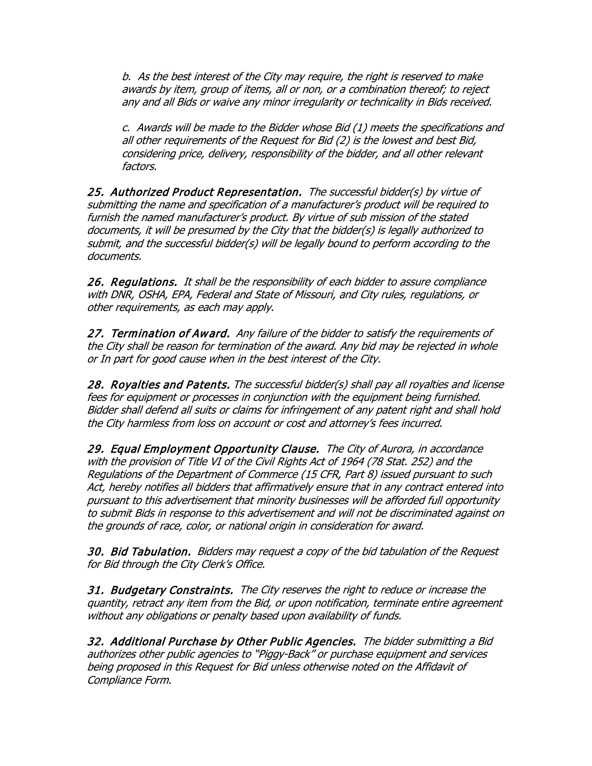*b. As the best interest of the City may require, the right is reserved to make awards by item, group of items, all or non, or a combination thereof; to reject any and all Bids or waive any minor irregularity or technicality in Bids received.*

*c. Awards will be made to the Bidder whose Bid (1) meets the specifications and all other requirements of the Request for Bid (2) is the lowest and best Bid, considering price, delivery, responsibility of the bidder, and all other relevant factors.*

***25. Authorized Product Representation.*** *The successful bidder(s) by virtue of submitting the name and specification of a manufacturer's product will be required to furnish the named manufacturer's product. By virtue of sub mission of the stated documents, it will be presumed by the City that the bidder(s) is legally authorized to submit, and the successful bidder(s) will be legally bound to perform according to the documents.*

***26. Regulations.*** *It shall be the responsibility of each bidder to assure compliance with DNR, OSHA, EPA, Federal and State of Missouri, and City rules, regulations, or other requirements, as each may apply.*

***27. Termination of Award.*** *Any failure of the bidder to satisfy the requirements of the City shall be reason for termination of the award. Any bid may be rejected in whole or In part for good cause when in the best interest of the City.*

***28. Royalties and Patents.*** *The successful bidder(s) shall pay all royalties and license fees for equipment or processes in conjunction with the equipment being furnished. Bidder shall defend all suits or claims for infringement of any patent right and shall hold the City harmless from loss on account or cost and attorney's fees incurred.*

***29. Equal Employment Opportunity Clause.*** *The City of Aurora, in accordance with the provision of Title VI of the Civil Rights Act of 1964 (78 Stat. 252) and the Regulations of the Department of Commerce (15 CFR, Part 8) issued pursuant to such Act, hereby notifies all bidders that affirmatively ensure that in any contract entered into pursuant to this advertisement that minority businesses will be afforded full opportunity to submit Bids in response to this advertisement and will not be discriminated against on the grounds of race, color, or national origin in consideration for award.*

***30. Bid Tabulation.*** *Bidders may request a copy of the bid tabulation of the Request for Bid through the City Clerk's Office.*

***31. Budgetary Constraints.*** *The City reserves the right to reduce or increase the quantity, retract any item from the Bid, or upon notification, terminate entire agreement without any obligations or penalty based upon availability of funds.*

***32. Additional Purchase by Other Public Agencies.*** *The bidder submitting a Bid authorizes other public agencies to "Piggy-Back" or purchase equipment and services being proposed in this Request for Bid unless otherwise noted on the Affidavit of Compliance Form.*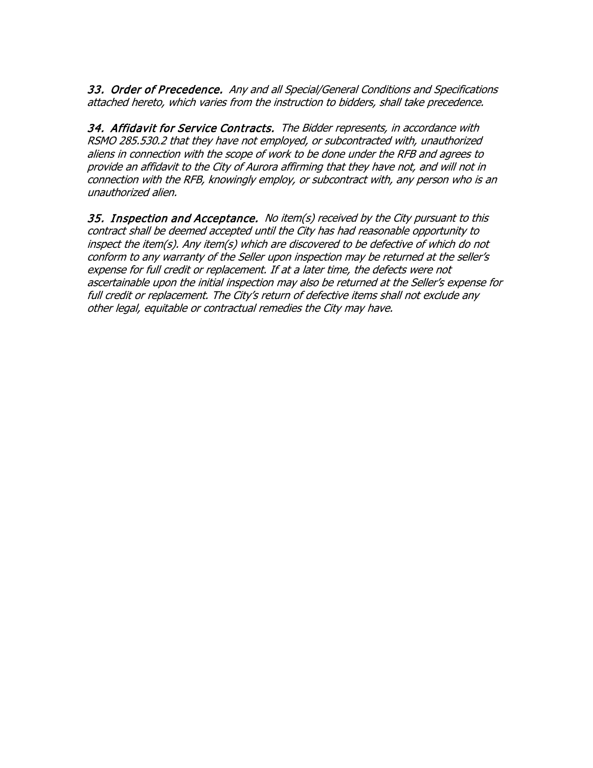*33. Order of Precedence. Any and all Special/General Conditions and Specifications attached hereto, which varies from the instruction to bidders, shall take precedence.*

*34. Affidavit for Service Contracts. The Bidder represents, in accordance with RSMO 285.530.2 that they have not employed, or subcontracted with, unauthorized aliens in connection with the scope of work to be done under the RFB and agrees to provide an affidavit to the City of Aurora affirming that they have not, and will not in connection with the RFB, knowingly employ, or subcontract with, any person who is an unauthorized alien.*

*35. Inspection and Acceptance. No item(s) received by the City pursuant to this contract shall be deemed accepted until the City has had reasonable opportunity to inspect the item(s). Any item(s) which are discovered to be defective of which do not conform to any warranty of the Seller upon inspection may be returned at the seller's expense for full credit or replacement. If at a later time, the defects were not ascertainable upon the initial inspection may also be returned at the Seller's expense for full credit or replacement. The City's return of defective items shall not exclude any other legal, equitable or contractual remedies the City may have.*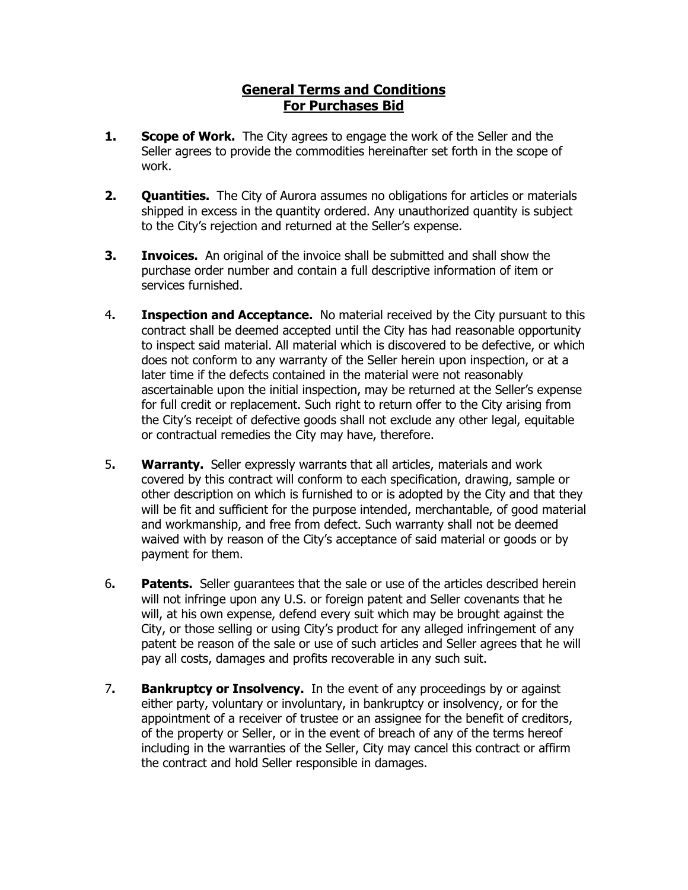# General Terms and Conditions
# For Purchases Bid

1. **Scope of Work.** The City agrees to engage the work of the Seller and the Seller agrees to provide the commodities hereinafter set forth in the scope of work.

2. **Quantities.** The City of Aurora assumes no obligations for articles or materials shipped in excess in the quantity ordered. Any unauthorized quantity is subject to the City's rejection and returned at the Seller's expense.

3. **Invoices.** An original of the invoice shall be submitted and shall show the purchase order number and contain a full descriptive information of item or services furnished.

4. **Inspection and Acceptance.** No material received by the City pursuant to this contract shall be deemed accepted until the City has had reasonable opportunity to inspect said material. All material which is discovered to be defective, or which does not conform to any warranty of the Seller herein upon inspection, or at a later time if the defects contained in the material were not reasonably ascertainable upon the initial inspection, may be returned at the Seller's expense for full credit or replacement. Such right to return offer to the City arising from the City's receipt of defective goods shall not exclude any other legal, equitable or contractual remedies the City may have, therefore.

5. **Warranty.** Seller expressly warrants that all articles, materials and work covered by this contract will conform to each specification, drawing, sample or other description on which is furnished to or is adopted by the City and that they will be fit and sufficient for the purpose intended, merchantable, of good material and workmanship, and free from defect. Such warranty shall not be deemed waived with by reason of the City's acceptance of said material or goods or by payment for them.

6. **Patents.** Seller guarantees that the sale or use of the articles described herein will not infringe upon any U.S. or foreign patent and Seller covenants that he will, at his own expense, defend every suit which may be brought against the City, or those selling or using City's product for any alleged infringement of any patent be reason of the sale or use of such articles and Seller agrees that he will pay all costs, damages and profits recoverable in any such suit.

7. **Bankruptcy or Insolvency.** In the event of any proceedings by or against either party, voluntary or involuntary, in bankruptcy or insolvency, or for the appointment of a receiver of trustee or an assignee for the benefit of creditors, of the property or Seller, or in the event of breach of any of the terms hereof including in the warranties of the Seller, City may cancel this contract or affirm the contract and hold Seller responsible in damages.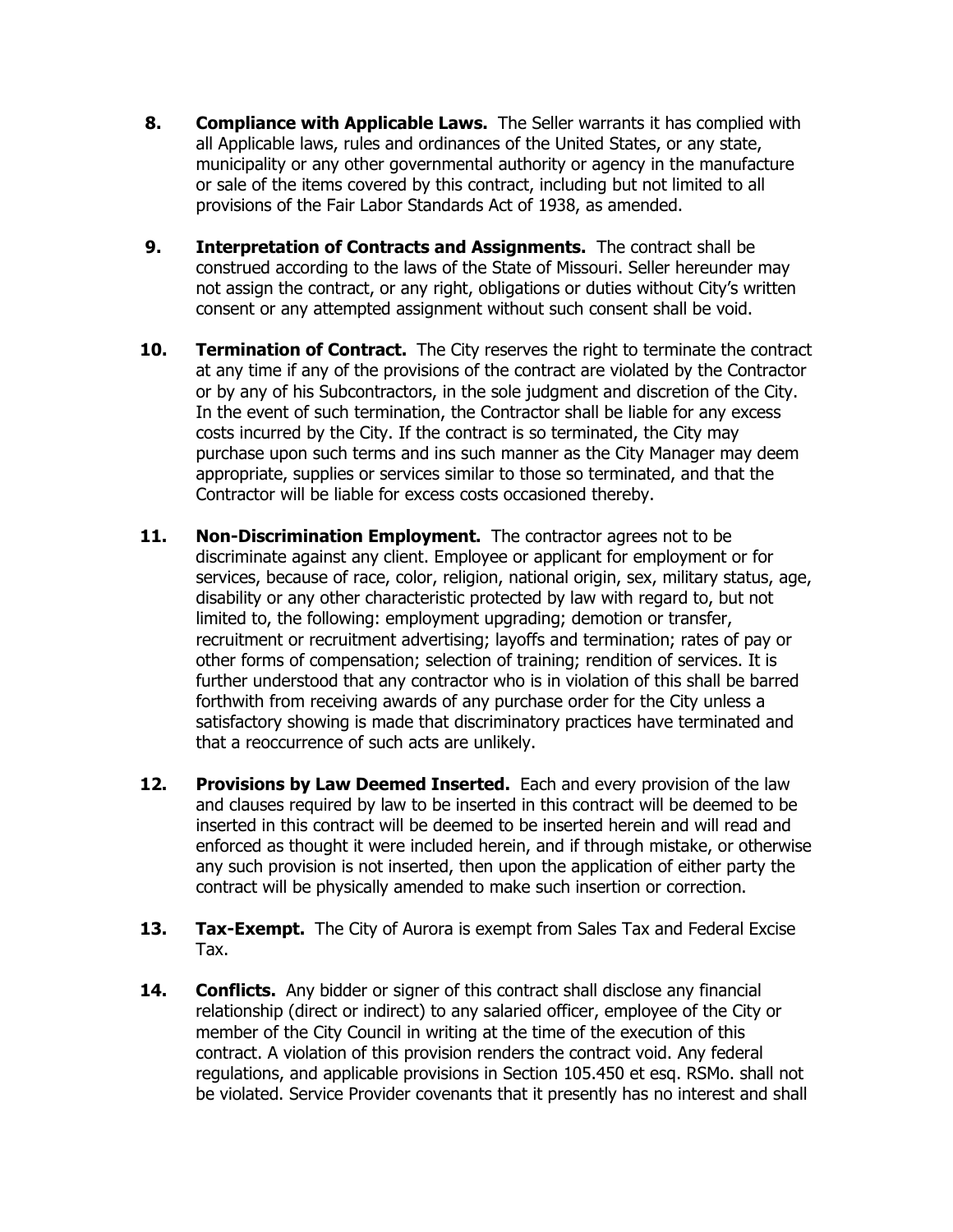**8. Compliance with Applicable Laws.** The Seller warrants it has complied with all Applicable laws, rules and ordinances of the United States, or any state, municipality or any other governmental authority or agency in the manufacture or sale of the items covered by this contract, including but not limited to all provisions of the Fair Labor Standards Act of 1938, as amended.

**9. Interpretation of Contracts and Assignments.** The contract shall be construed according to the laws of the State of Missouri. Seller hereunder may not assign the contract, or any right, obligations or duties without City's written consent or any attempted assignment without such consent shall be void.

**10. Termination of Contract.** The City reserves the right to terminate the contract at any time if any of the provisions of the contract are violated by the Contractor or by any of his Subcontractors, in the sole judgment and discretion of the City. In the event of such termination, the Contractor shall be liable for any excess costs incurred by the City. If the contract is so terminated, the City may purchase upon such terms and ins such manner as the City Manager may deem appropriate, supplies or services similar to those so terminated, and that the Contractor will be liable for excess costs occasioned thereby.

**11. Non-Discrimination Employment.** The contractor agrees not to be discriminate against any client. Employee or applicant for employment or for services, because of race, color, religion, national origin, sex, military status, age, disability or any other characteristic protected by law with regard to, but not limited to, the following: employment upgrading; demotion or transfer, recruitment or recruitment advertising; layoffs and termination; rates of pay or other forms of compensation; selection of training; rendition of services. It is further understood that any contractor who is in violation of this shall be barred forthwith from receiving awards of any purchase order for the City unless a satisfactory showing is made that discriminatory practices have terminated and that a reoccurrence of such acts are unlikely.

**12. Provisions by Law Deemed Inserted.** Each and every provision of the law and clauses required by law to be inserted in this contract will be deemed to be inserted in this contract will be deemed to be inserted herein and will read and enforced as thought it were included herein, and if through mistake, or otherwise any such provision is not inserted, then upon the application of either party the contract will be physically amended to make such insertion or correction.

**13. Tax-Exempt.** The City of Aurora is exempt from Sales Tax and Federal Excise Tax.

**14. Conflicts.** Any bidder or signer of this contract shall disclose any financial relationship (direct or indirect) to any salaried officer, employee of the City or member of the City Council in writing at the time of the execution of this contract. A violation of this provision renders the contract void. Any federal regulations, and applicable provisions in Section 105.450 et esq. RSMo. shall not be violated. Service Provider covenants that it presently has no interest and shall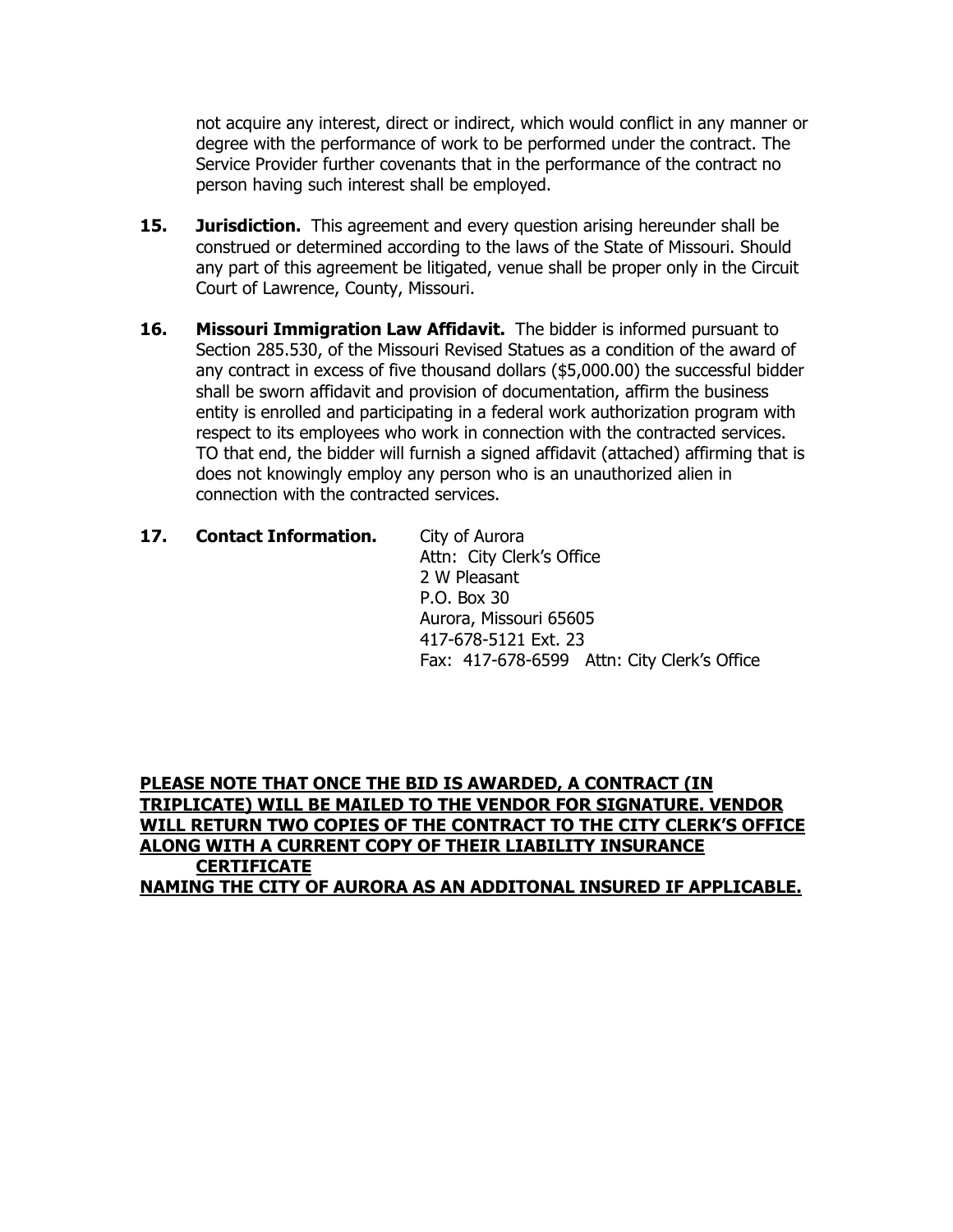not acquire any interest, direct or indirect, which would conflict in any manner or degree with the performance of work to be performed under the contract. The Service Provider further covenants that in the performance of the contract no person having such interest shall be employed.

**15. Jurisdiction.** This agreement and every question arising hereunder shall be construed or determined according to the laws of the State of Missouri. Should any part of this agreement be litigated, venue shall be proper only in the Circuit Court of Lawrence, County, Missouri.

**16. Missouri Immigration Law Affidavit.** The bidder is informed pursuant to Section 285.530, of the Missouri Revised Statues as a condition of the award of any contract in excess of five thousand dollars ($5,000.00) the successful bidder shall be sworn affidavit and provision of documentation, affirm the business entity is enrolled and participating in a federal work authorization program with respect to its employees who work in connection with the contracted services. TO that end, the bidder will furnish a signed affidavit (attached) affirming that is does not knowingly employ any person who is an unauthorized alien in connection with the contracted services.

**17. Contact Information.**

City of Aurora
Attn: City Clerk's Office
2 W Pleasant
P.O. Box 30
Aurora, Missouri 65605
417-678-5121 Ext. 23
Fax: 417-678-6599 Attn: City Clerk's Office

**PLEASE NOTE THAT ONCE THE BID IS AWARDED, A CONTRACT (IN TRIPLICATE) WILL BE MAILED TO THE VENDOR FOR SIGNATURE. VENDOR WILL RETURN TWO COPIES OF THE CONTRACT TO THE CITY CLERK'S OFFICE ALONG WITH A CURRENT COPY OF THEIR LIABILITY INSURANCE CERTIFICATE NAMING THE CITY OF AURORA AS AN ADDITONAL INSURED IF APPLICABLE.**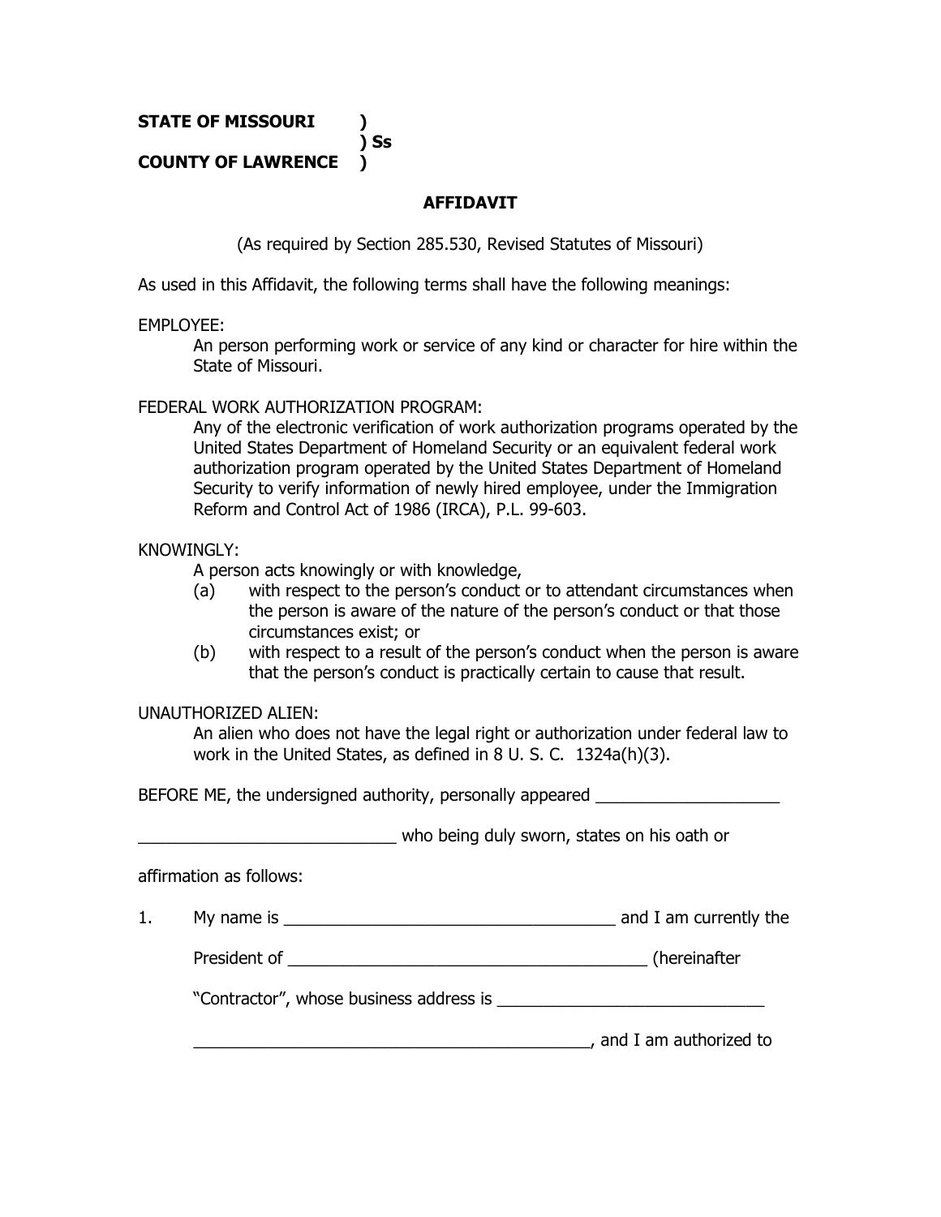**STATE OF MISSOURI )**
**) Ss**
**COUNTY OF LAWRENCE )**

## AFFIDAVIT

(As required by Section 285.530, Revised Statutes of Missouri)

As used in this Affidavit, the following terms shall have the following meanings:

EMPLOYEE:

An person performing work or service of any kind or character for hire within the State of Missouri.

FEDERAL WORK AUTHORIZATION PROGRAM:

Any of the electronic verification of work authorization programs operated by the United States Department of Homeland Security or an equivalent federal work authorization program operated by the United States Department of Homeland Security to verify information of newly hired employee, under the Immigration Reform and Control Act of 1986 (IRCA), P.L. 99-603.

KNOWINGLY:

A person acts knowingly or with knowledge,

(a) with respect to the person's conduct or to attendant circumstances when the person is aware of the nature of the person's conduct or that those circumstances exist; or

(b) with respect to a result of the person's conduct when the person is aware that the person's conduct is practically certain to cause that result.

UNAUTHORIZED ALIEN:

An alien who does not have the legal right or authorization under federal law to work in the United States, as defined in 8 U. S. C. 1324a(h)(3).

BEFORE ME, the undersigned authority, personally appeared ____________________

____________________________ who being duly sworn, states on his oath or

affirmation as follows:

1. My name is ____________________________________ and I am currently the

President of ________________________________________ (hereinafter

"Contractor", whose business address is ______________________________

____________________________________________, and I am authorized to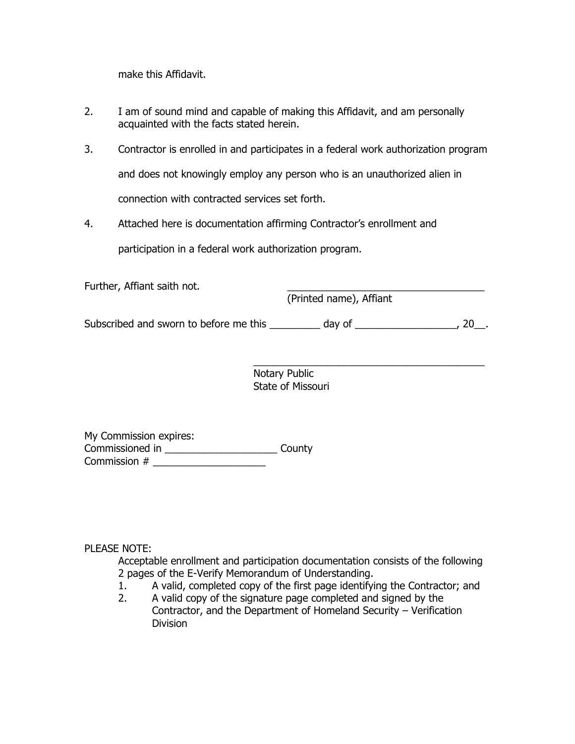make this Affidavit.

2. I am of sound mind and capable of making this Affidavit, and am personally acquainted with the facts stated herein.

3. Contractor is enrolled in and participates in a federal work authorization program and does not knowingly employ any person who is an unauthorized alien in connection with contracted services set forth.

4. Attached here is documentation affirming Contractor's enrollment and participation in a federal work authorization program.

Further, Affiant saith not. ____________________________________
(Printed name), Affiant

Subscribed and sworn to before me this _________ day of __________________, 20__.

__________________________________________
Notary Public
State of Missouri

My Commission expires:
Commissioned in ____________________ County
Commission # ____________________

PLEASE NOTE:

Acceptable enrollment and participation documentation consists of the following 2 pages of the E-Verify Memorandum of Understanding.

1. A valid, completed copy of the first page identifying the Contractor; and
2. A valid copy of the signature page completed and signed by the Contractor, and the Department of Homeland Security – Verification Division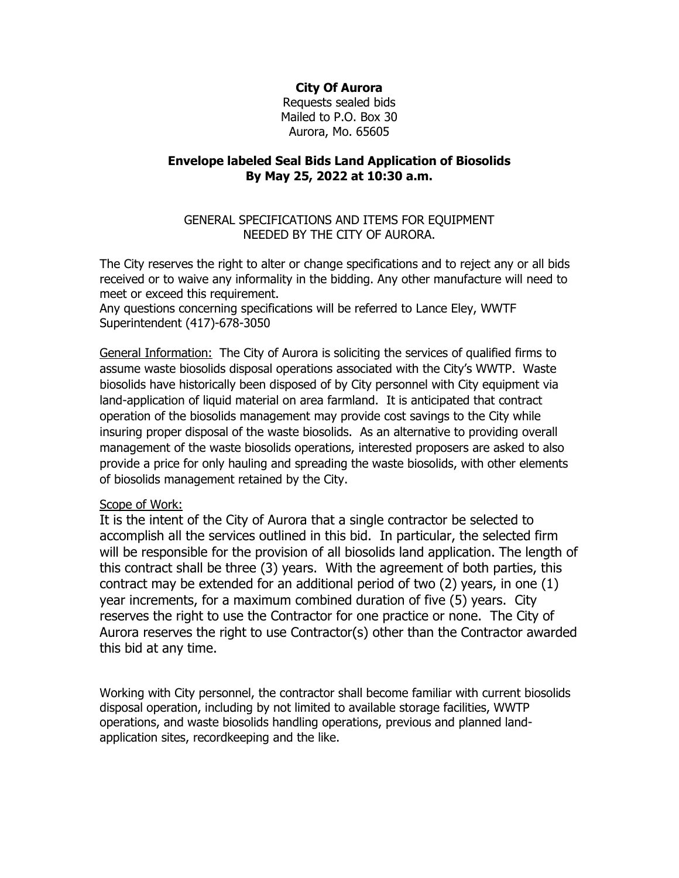**City Of Aurora**
Requests sealed bids
Mailed to P.O. Box 30
Aurora, Mo. 65605

**Envelope labeled Seal Bids Land Application of Biosolids**
**By May 25, 2022 at 10:30 a.m.**

GENERAL SPECIFICATIONS AND ITEMS FOR EQUIPMENT
NEEDED BY THE CITY OF AURORA.

The City reserves the right to alter or change specifications and to reject any or all bids received or to waive any informality in the bidding. Any other manufacture will need to meet or exceed this requirement.
Any questions concerning specifications will be referred to Lance Eley, WWTF Superintendent (417)-678-3050

General Information: The City of Aurora is soliciting the services of qualified firms to assume waste biosolids disposal operations associated with the City's WWTP. Waste biosolids have historically been disposed of by City personnel with City equipment via land-application of liquid material on area farmland. It is anticipated that contract operation of the biosolids management may provide cost savings to the City while insuring proper disposal of the waste biosolids. As an alternative to providing overall management of the waste biosolids operations, interested proposers are asked to also provide a price for only hauling and spreading the waste biosolids, with other elements of biosolids management retained by the City.

Scope of Work:
It is the intent of the City of Aurora that a single contractor be selected to accomplish all the services outlined in this bid. In particular, the selected firm will be responsible for the provision of all biosolids land application. The length of this contract shall be three (3) years. With the agreement of both parties, this contract may be extended for an additional period of two (2) years, in one (1) year increments, for a maximum combined duration of five (5) years. City reserves the right to use the Contractor for one practice or none. The City of Aurora reserves the right to use Contractor(s) other than the Contractor awarded this bid at any time.

Working with City personnel, the contractor shall become familiar with current biosolids disposal operation, including by not limited to available storage facilities, WWTP operations, and waste biosolids handling operations, previous and planned land-application sites, recordkeeping and the like.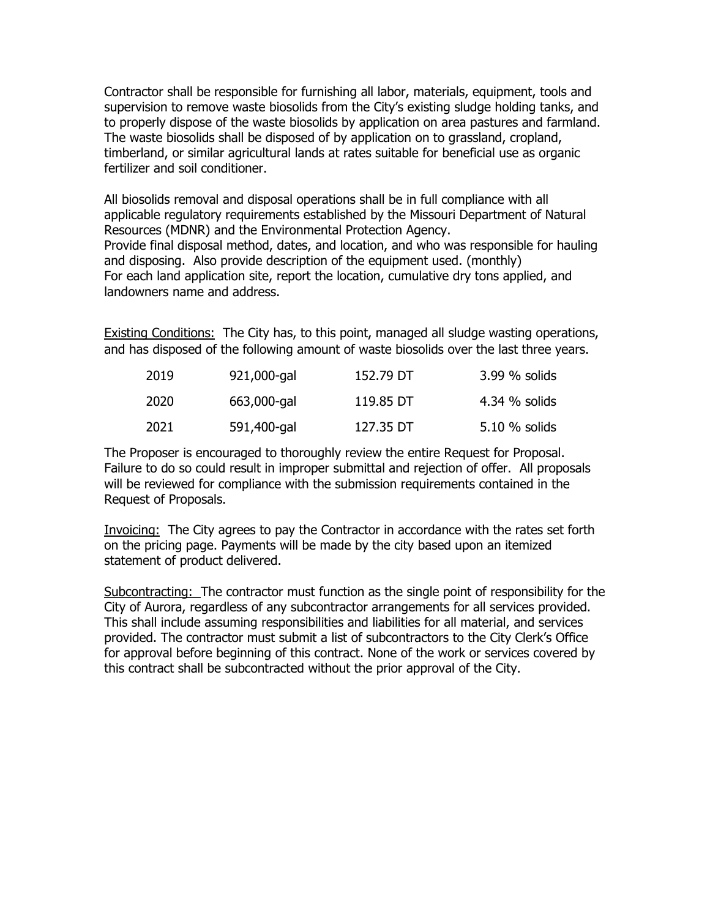Contractor shall be responsible for furnishing all labor, materials, equipment, tools and supervision to remove waste biosolids from the City's existing sludge holding tanks, and to properly dispose of the waste biosolids by application on area pastures and farmland. The waste biosolids shall be disposed of by application on to grassland, cropland, timberland, or similar agricultural lands at rates suitable for beneficial use as organic fertilizer and soil conditioner.

All biosolids removal and disposal operations shall be in full compliance with all applicable regulatory requirements established by the Missouri Department of Natural Resources (MDNR) and the Environmental Protection Agency.
Provide final disposal method, dates, and location, and who was responsible for hauling and disposing. Also provide description of the equipment used. (monthly)
For each land application site, report the location, cumulative dry tons applied, and landowners name and address.

<u>Existing Conditions:</u> The City has, to this point, managed all sludge wasting operations, and has disposed of the following amount of waste biosolids over the last three years.

| | | | |
|---|---|---|---|
| 2019 | 921,000-gal | 152.79 DT | 3.99 % solids |
| 2020 | 663,000-gal | 119.85 DT | 4.34 % solids |
| 2021 | 591,400-gal | 127.35 DT | 5.10 % solids |

The Proposer is encouraged to thoroughly review the entire Request for Proposal. Failure to do so could result in improper submittal and rejection of offer. All proposals will be reviewed for compliance with the submission requirements contained in the Request of Proposals.

<u>Invoicing:</u> The City agrees to pay the Contractor in accordance with the rates set forth on the pricing page. Payments will be made by the city based upon an itemized statement of product delivered.

<u>Subcontracting:</u> The contractor must function as the single point of responsibility for the City of Aurora, regardless of any subcontractor arrangements for all services provided. This shall include assuming responsibilities and liabilities for all material, and services provided. The contractor must submit a list of subcontractors to the City Clerk's Office for approval before beginning of this contract. None of the work or services covered by this contract shall be subcontracted without the prior approval of the City.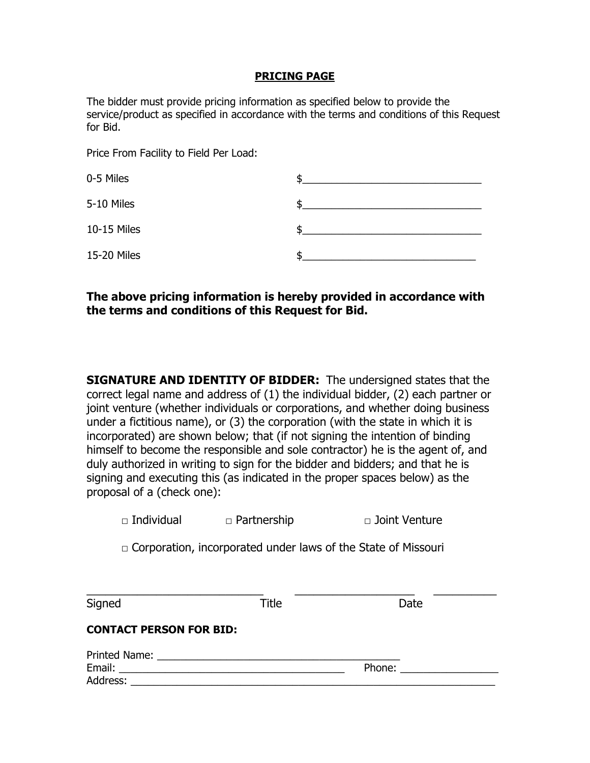## PRICING PAGE

The bidder must provide pricing information as specified below to provide the service/product as specified in accordance with the terms and conditions of this Request for Bid.

Price From Facility to Field Per Load:

| | |
|---|---|
| 0-5 Miles | $______________________________ |
| 5-10 Miles | $______________________________ |
| 10-15 Miles | $______________________________ |
| 15-20 Miles | $______________________________ |

**The above pricing information is hereby provided in accordance with the terms and conditions of this Request for Bid.**

**SIGNATURE AND IDENTITY OF BIDDER:** The undersigned states that the correct legal name and address of (1) the individual bidder, (2) each partner or joint venture (whether individuals or corporations, and whether doing business under a fictitious name), or (3) the corporation (with the state in which it is incorporated) are shown below; that (if not signing the intention of binding himself to become the responsible and sole contractor) he is the agent of, and duly authorized in writing to sign for the bidder and bidders; and that he is signing and executing this (as indicated in the proper spaces below) as the proposal of a (check one):

□ Individual □ Partnership □ Joint Venture

□ Corporation, incorporated under laws of the State of Missouri

_____________________________ ____________________ __________

Signed Title Date

**CONTACT PERSON FOR BID:**

Printed Name: ________________________________________

Email: ____________________________________ Phone: ________________

Address: ____________________________________________________________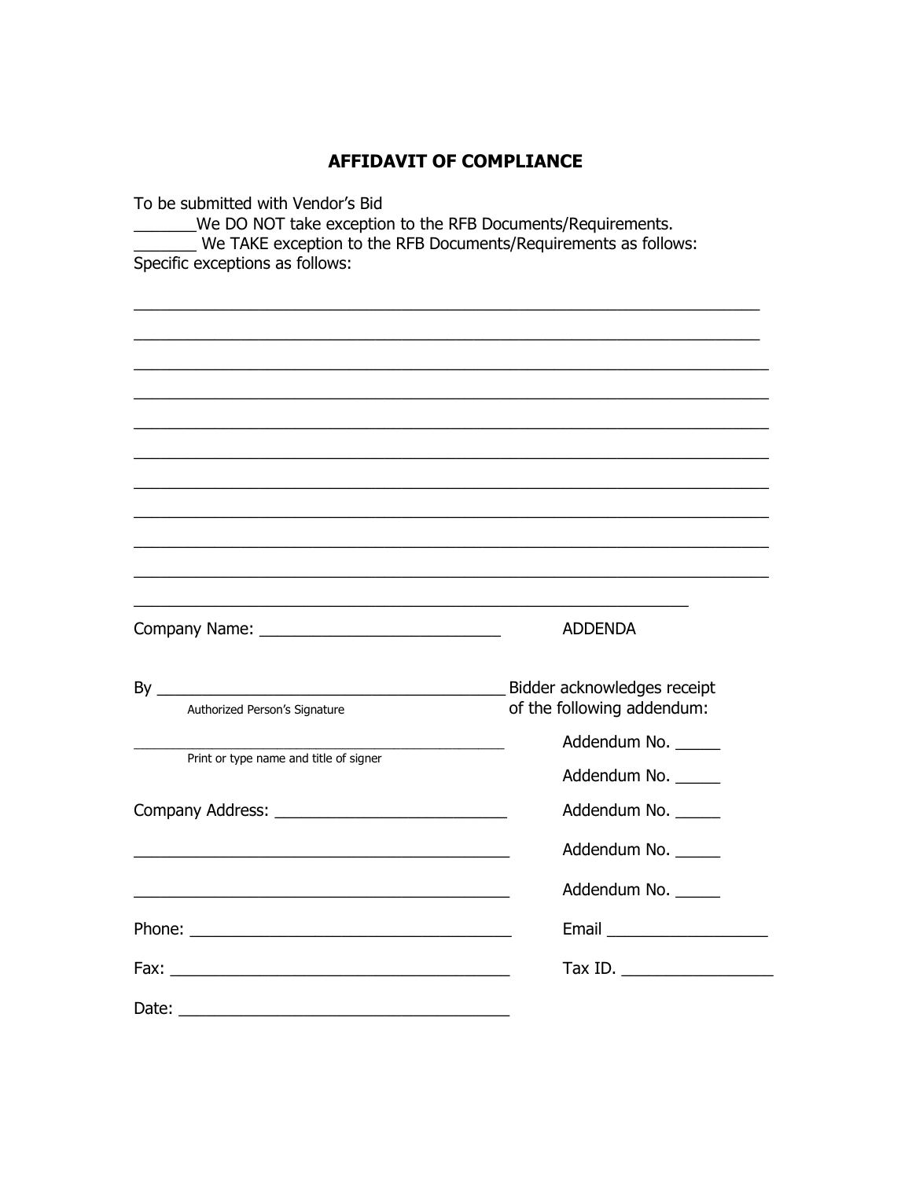## AFFIDAVIT OF COMPLIANCE

To be submitted with Vendor's Bid

_______We DO NOT take exception to the RFB Documents/Requirements.

_______ We TAKE exception to the RFB Documents/Requirements as follows:

Specific exceptions as follows:

_______________________________________________________________________

_______________________________________________________________________

_______________________________________________________________________

_______________________________________________________________________

_______________________________________________________________________

_______________________________________________________________________

_______________________________________________________________________

_______________________________________________________________________

_______________________________________________________________________

_______________________________________________________________________

______________________________________________________________

Company Name: ___________________________

By ________________________________________
Authorized Person's Signature

________________________________________
Print or type name and title of signer

Company Address: __________________________

________________________________________

________________________________________

Phone: ____________________________________

Fax: ______________________________________

Date: _____________________________________

**ADDENDA**

Bidder acknowledges receipt of the following addendum:

Addendum No. _____

Addendum No. _____

Addendum No. _____

Addendum No. _____

Addendum No. _____

Email __________________

Tax ID. _________________